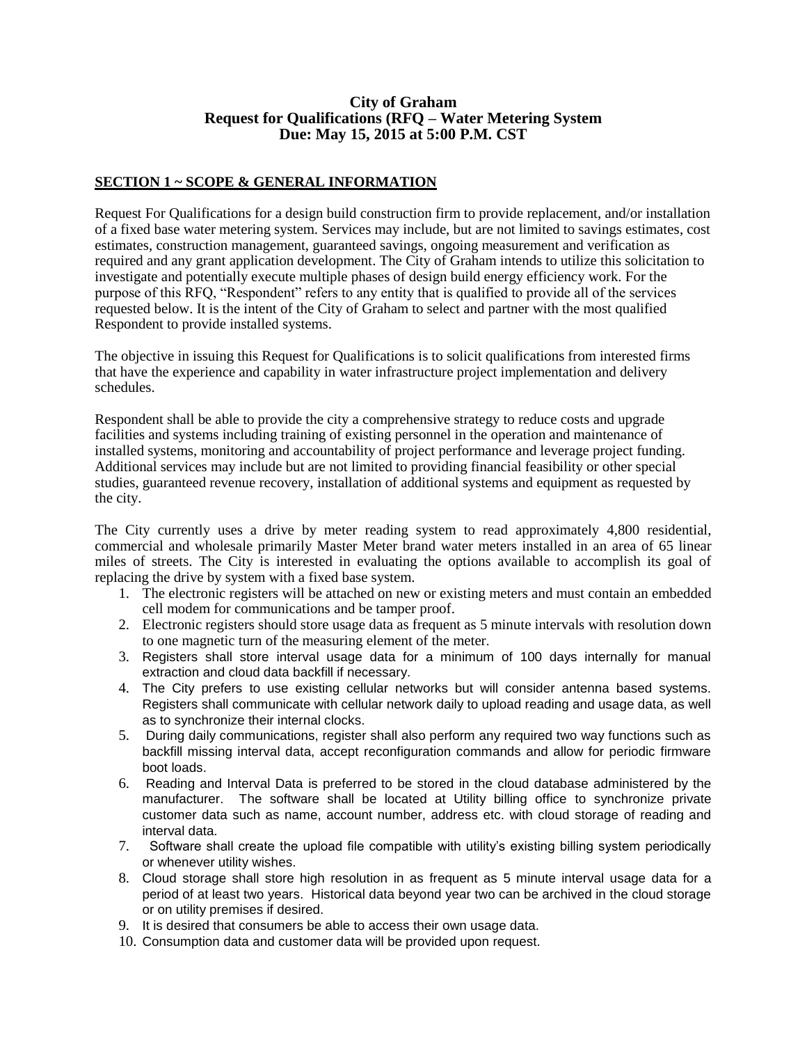**City of Graham**
**Request for Qualifications (RFQ – Water Metering System**
**Due: May 15, 2015 at 5:00 P.M. CST**

## SECTION 1 ~ SCOPE & GENERAL INFORMATION

Request For Qualifications for a design build construction firm to provide replacement, and/or installation of a fixed base water metering system. Services may include, but are not limited to savings estimates, cost estimates, construction management, guaranteed savings, ongoing measurement and verification as required and any grant application development. The City of Graham intends to utilize this solicitation to investigate and potentially execute multiple phases of design build energy efficiency work. For the purpose of this RFQ, "Respondent" refers to any entity that is qualified to provide all of the services requested below. It is the intent of the City of Graham to select and partner with the most qualified Respondent to provide installed systems.

The objective in issuing this Request for Qualifications is to solicit qualifications from interested firms that have the experience and capability in water infrastructure project implementation and delivery schedules.

Respondent shall be able to provide the city a comprehensive strategy to reduce costs and upgrade facilities and systems including training of existing personnel in the operation and maintenance of installed systems, monitoring and accountability of project performance and leverage project funding. Additional services may include but are not limited to providing financial feasibility or other special studies, guaranteed revenue recovery, installation of additional systems and equipment as requested by the city.

The City currently uses a drive by meter reading system to read approximately 4,800 residential, commercial and wholesale primarily Master Meter brand water meters installed in an area of 65 linear miles of streets. The City is interested in evaluating the options available to accomplish its goal of replacing the drive by system with a fixed base system.

1. The electronic registers will be attached on new or existing meters and must contain an embedded cell modem for communications and be tamper proof.
2. Electronic registers should store usage data as frequent as 5 minute intervals with resolution down to one magnetic turn of the measuring element of the meter.
3. Registers shall store interval usage data for a minimum of 100 days internally for manual extraction and cloud data backfill if necessary.
4. The City prefers to use existing cellular networks but will consider antenna based systems. Registers shall communicate with cellular network daily to upload reading and usage data, as well as to synchronize their internal clocks.
5. During daily communications, register shall also perform any required two way functions such as backfill missing interval data, accept reconfiguration commands and allow for periodic firmware boot loads.
6. Reading and Interval Data is preferred to be stored in the cloud database administered by the manufacturer. The software shall be located at Utility billing office to synchronize private customer data such as name, account number, address etc. with cloud storage of reading and interval data.
7. Software shall create the upload file compatible with utility's existing billing system periodically or whenever utility wishes.
8. Cloud storage shall store high resolution in as frequent as 5 minute interval usage data for a period of at least two years. Historical data beyond year two can be archived in the cloud storage or on utility premises if desired.
9. It is desired that consumers be able to access their own usage data.
10. Consumption data and customer data will be provided upon request.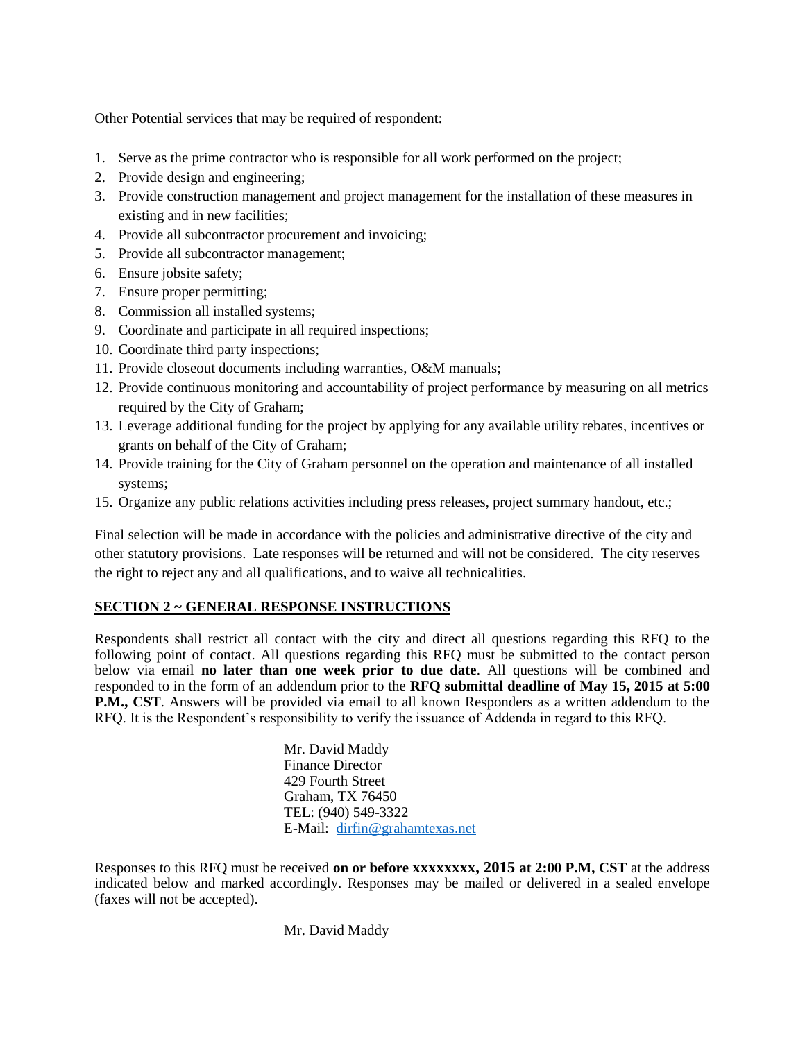Other Potential services that may be required of respondent:

1. Serve as the prime contractor who is responsible for all work performed on the project;
2. Provide design and engineering;
3. Provide construction management and project management for the installation of these measures in existing and in new facilities;
4. Provide all subcontractor procurement and invoicing;
5. Provide all subcontractor management;
6. Ensure jobsite safety;
7. Ensure proper permitting;
8. Commission all installed systems;
9. Coordinate and participate in all required inspections;
10. Coordinate third party inspections;
11. Provide closeout documents including warranties, O&M manuals;
12. Provide continuous monitoring and accountability of project performance by measuring on all metrics required by the City of Graham;
13. Leverage additional funding for the project by applying for any available utility rebates, incentives or grants on behalf of the City of Graham;
14. Provide training for the City of Graham personnel on the operation and maintenance of all installed systems;
15. Organize any public relations activities including press releases, project summary handout, etc.;

Final selection will be made in accordance with the policies and administrative directive of the city and other statutory provisions. Late responses will be returned and will not be considered. The city reserves the right to reject any and all qualifications, and to waive all technicalities.

## SECTION 2 ~ GENERAL RESPONSE INSTRUCTIONS

Respondents shall restrict all contact with the city and direct all questions regarding this RFQ to the following point of contact. All questions regarding this RFQ must be submitted to the contact person below via email **no later than one week prior to due date**. All questions will be combined and responded to in the form of an addendum prior to the **RFQ submittal deadline of May 15, 2015 at 5:00 P.M., CST**. Answers will be provided via email to all known Responders as a written addendum to the RFQ. It is the Respondent's responsibility to verify the issuance of Addenda in regard to this RFQ.

Mr. David Maddy
Finance Director
429 Fourth Street
Graham, TX 76450
TEL: (940) 549-3322
E-Mail: dirfin@grahamtexas.net

Responses to this RFQ must be received **on or before xxxxxxxx, 2015 at 2:00 P.M, CST** at the address indicated below and marked accordingly. Responses may be mailed or delivered in a sealed envelope (faxes will not be accepted).

Mr. David Maddy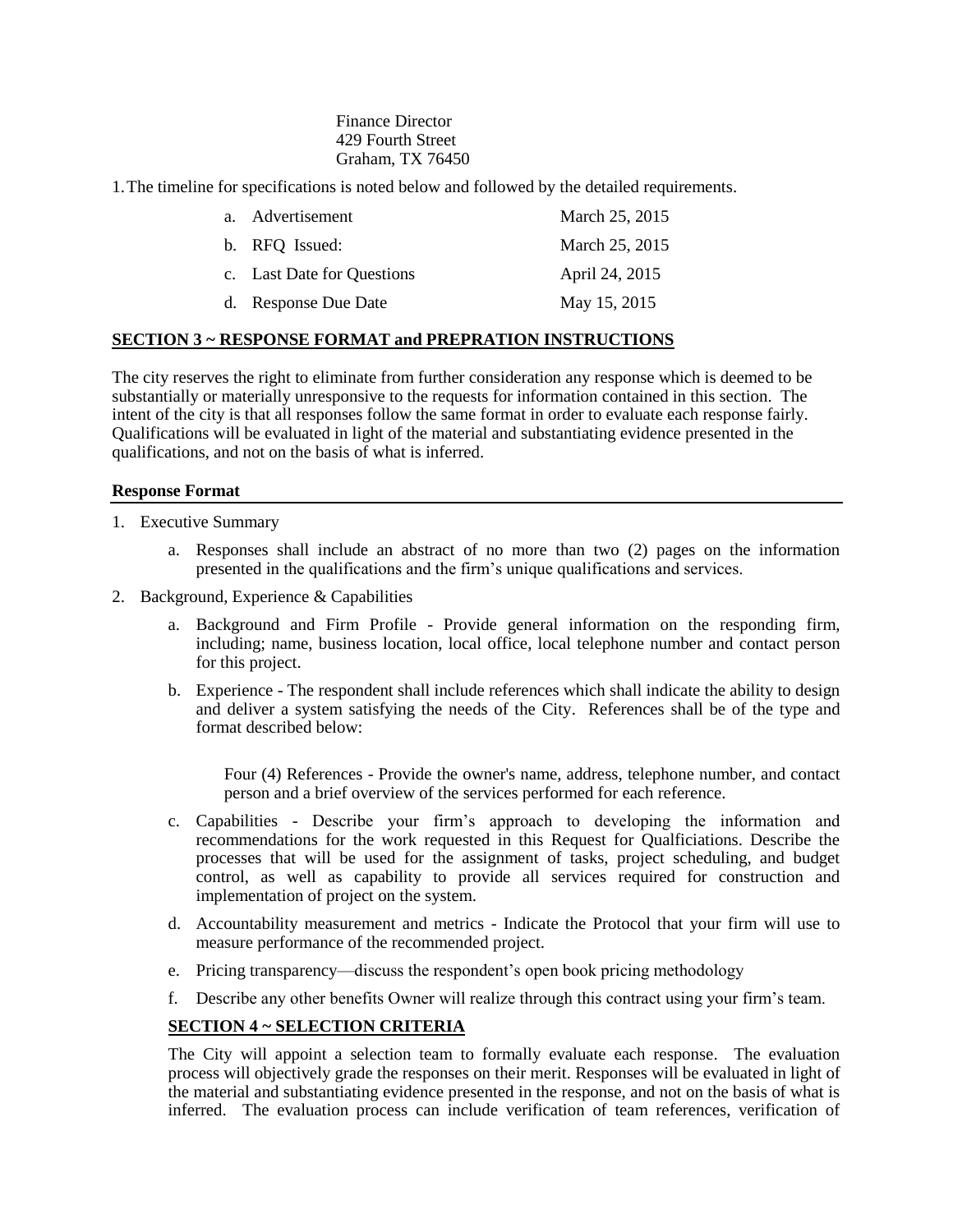Finance Director
429 Fourth Street
Graham, TX 76450

1. The timeline for specifications is noted below and followed by the detailed requirements.

| | |
|---|---|
| a. Advertisement | March 25, 2015 |
| b. RFQ Issued: | March 25, 2015 |
| c. Last Date for Questions | April 24, 2015 |
| d. Response Due Date | May 15, 2015 |

## SECTION 3 ~ RESPONSE FORMAT and PREPRATION INSTRUCTIONS

The city reserves the right to eliminate from further consideration any response which is deemed to be substantially or materially unresponsive to the requests for information contained in this section. The intent of the city is that all responses follow the same format in order to evaluate each response fairly. Qualifications will be evaluated in light of the material and substantiating evidence presented in the qualifications, and not on the basis of what is inferred.

### Response Format

1. Executive Summary
   a. Responses shall include an abstract of no more than two (2) pages on the information presented in the qualifications and the firm's unique qualifications and services.
2. Background, Experience & Capabilities
   a. Background and Firm Profile - Provide general information on the responding firm, including; name, business location, local office, local telephone number and contact person for this project.
   b. Experience - The respondent shall include references which shall indicate the ability to design and deliver a system satisfying the needs of the City. References shall be of the type and format described below:

      Four (4) References - Provide the owner's name, address, telephone number, and contact person and a brief overview of the services performed for each reference.

   c. Capabilities - Describe your firm's approach to developing the information and recommendations for the work requested in this Request for Qualficiations. Describe the processes that will be used for the assignment of tasks, project scheduling, and budget control, as well as capability to provide all services required for construction and implementation of project on the system.
   d. Accountability measurement and metrics - Indicate the Protocol that your firm will use to measure performance of the recommended project.
   e. Pricing transparency—discuss the respondent's open book pricing methodology
   f. Describe any other benefits Owner will realize through this contract using your firm's team.

## SECTION 4 ~ SELECTION CRITERIA

The City will appoint a selection team to formally evaluate each response. The evaluation process will objectively grade the responses on their merit. Responses will be evaluated in light of the material and substantiating evidence presented in the response, and not on the basis of what is inferred. The evaluation process can include verification of team references, verification of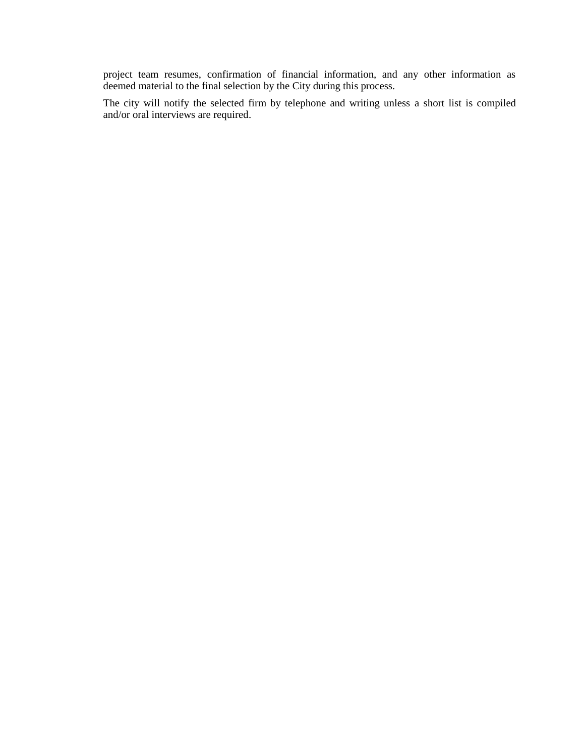project team resumes, confirmation of financial information, and any other information as deemed material to the final selection by the City during this process.

The city will notify the selected firm by telephone and writing unless a short list is compiled and/or oral interviews are required.